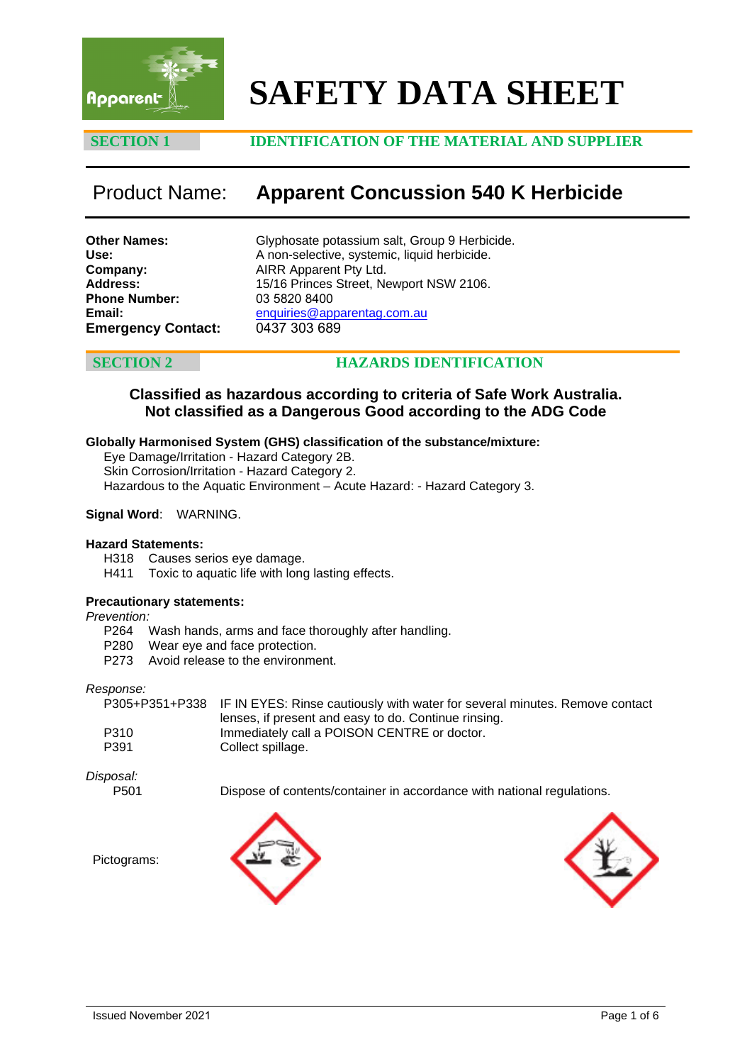# SAFETY DATA SHEET

## SECTION 1 IDENTIFICATION OF THE MATERIAL AND SUPPLIER

## Product Name: Apparent Concussion 540 K Herbicide

**Other Names:** Glyphosate potassium salt, Group 9 Herbicide.
**Use:** A non-selective, systemic, liquid herbicide.
**Company:** AIRR Apparent Pty Ltd.
**Address:** 15/16 Princes Street, Newport NSW 2106.
**Phone Number:** 03 5820 8400
**Email:** enquiries@apparentag.com.au
**Emergency Contact:** 0437 303 689

## SECTION 2 HAZARDS IDENTIFICATION

**Classified as hazardous according to criteria of Safe Work Australia.**
**Not classified as a Dangerous Good according to the ADG Code**

**Globally Harmonised System (GHS) classification of the substance/mixture:**

Eye Damage/Irritation - Hazard Category 2B.
Skin Corrosion/Irritation - Hazard Category 2.
Hazardous to the Aquatic Environment – Acute Hazard: - Hazard Category 3.

**Signal Word**: WARNING.

**Hazard Statements:**

H318 Causes serios eye damage.
H411 Toxic to aquatic life with long lasting effects.

**Precautionary statements:**

*Prevention:*

P264 Wash hands, arms and face thoroughly after handling.
P280 Wear eye and face protection.
P273 Avoid release to the environment.

*Response:*

P305+P351+P338 IF IN EYES: Rinse cautiously with water for several minutes. Remove contact lenses, if present and easy to do. Continue rinsing.
P310 Immediately call a POISON CENTRE or doctor.
P391 Collect spillage.

*Disposal:*

P501 Dispose of contents/container in accordance with national regulations.

Pictograms:

Issued November 2021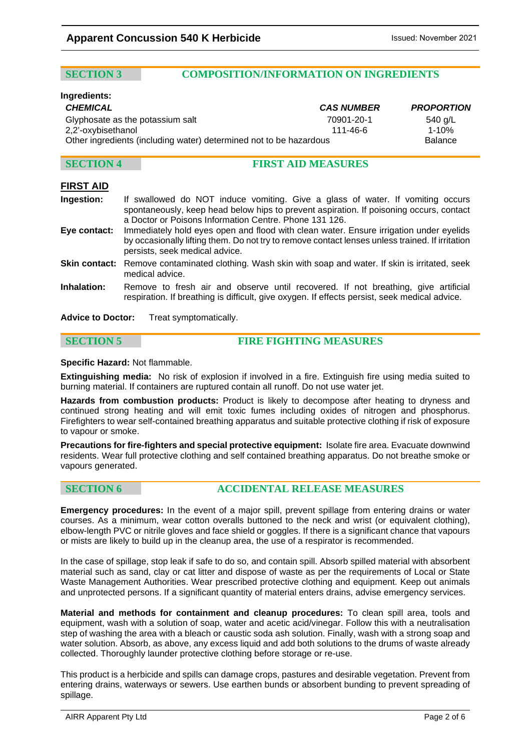## SECTION 3 COMPOSITION/INFORMATION ON INGREDIENTS

**Ingredients:**

| *CHEMICAL* | *CAS NUMBER* | *PROPORTION* |
|---|---|---|
| Glyphosate as the potassium salt | 70901-20-1 | 540 g/L |
| 2,2'-oxybisethanol | 111-46-6 | 1-10% |
| Other ingredients (including water) determined not to be hazardous | | Balance |

## SECTION 4 FIRST AID MEASURES

**FIRST AID**

**Ingestion:** If swallowed do NOT induce vomiting. Give a glass of water. If vomiting occurs spontaneously, keep head below hips to prevent aspiration. If poisoning occurs, contact a Doctor or Poisons Information Centre. Phone 131 126.

**Eye contact:** Immediately hold eyes open and flood with clean water. Ensure irrigation under eyelids by occasionally lifting them. Do not try to remove contact lenses unless trained. If irritation persists, seek medical advice.

**Skin contact:** Remove contaminated clothing. Wash skin with soap and water. If skin is irritated, seek medical advice.

**Inhalation:** Remove to fresh air and observe until recovered. If not breathing, give artificial respiration. If breathing is difficult, give oxygen. If effects persist, seek medical advice.

**Advice to Doctor:** Treat symptomatically.

## SECTION 5 FIRE FIGHTING MEASURES

**Specific Hazard:** Not flammable.

**Extinguishing media:** No risk of explosion if involved in a fire. Extinguish fire using media suited to burning material. If containers are ruptured contain all runoff. Do not use water jet.

**Hazards from combustion products:** Product is likely to decompose after heating to dryness and continued strong heating and will emit toxic fumes including oxides of nitrogen and phosphorus. Firefighters to wear self-contained breathing apparatus and suitable protective clothing if risk of exposure to vapour or smoke.

**Precautions for fire-fighters and special protective equipment:** Isolate fire area. Evacuate downwind residents. Wear full protective clothing and self contained breathing apparatus. Do not breathe smoke or vapours generated.

## SECTION 6 ACCIDENTAL RELEASE MEASURES

**Emergency procedures:** In the event of a major spill, prevent spillage from entering drains or water courses. As a minimum, wear cotton overalls buttoned to the neck and wrist (or equivalent clothing), elbow-length PVC or nitrile gloves and face shield or goggles. If there is a significant chance that vapours or mists are likely to build up in the cleanup area, the use of a respirator is recommended.

In the case of spillage, stop leak if safe to do so, and contain spill. Absorb spilled material with absorbent material such as sand, clay or cat litter and dispose of waste as per the requirements of Local or State Waste Management Authorities. Wear prescribed protective clothing and equipment. Keep out animals and unprotected persons. If a significant quantity of material enters drains, advise emergency services.

**Material and methods for containment and cleanup procedures:** To clean spill area, tools and equipment, wash with a solution of soap, water and acetic acid/vinegar. Follow this with a neutralisation step of washing the area with a bleach or caustic soda ash solution. Finally, wash with a strong soap and water solution. Absorb, as above, any excess liquid and add both solutions to the drums of waste already collected. Thoroughly launder protective clothing before storage or re-use.

This product is a herbicide and spills can damage crops, pastures and desirable vegetation. Prevent from entering drains, waterways or sewers. Use earthen bunds or absorbent bunding to prevent spreading of spillage.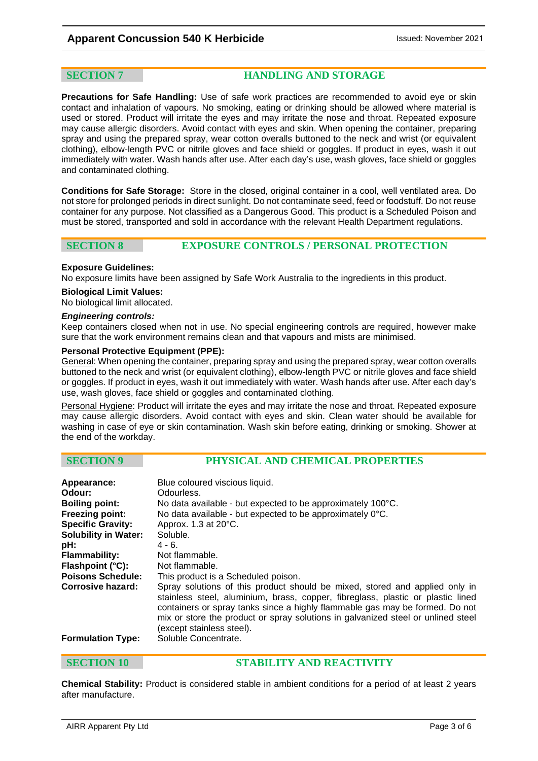## SECTION 7 HANDLING AND STORAGE

**Precautions for Safe Handling:** Use of safe work practices are recommended to avoid eye or skin contact and inhalation of vapours. No smoking, eating or drinking should be allowed where material is used or stored. Product will irritate the eyes and may irritate the nose and throat. Repeated exposure may cause allergic disorders. Avoid contact with eyes and skin. When opening the container, preparing spray and using the prepared spray, wear cotton overalls buttoned to the neck and wrist (or equivalent clothing), elbow-length PVC or nitrile gloves and face shield or goggles. If product in eyes, wash it out immediately with water. Wash hands after use. After each day's use, wash gloves, face shield or goggles and contaminated clothing.

**Conditions for Safe Storage:** Store in the closed, original container in a cool, well ventilated area. Do not store for prolonged periods in direct sunlight. Do not contaminate seed, feed or foodstuff. Do not reuse container for any purpose. Not classified as a Dangerous Good. This product is a Scheduled Poison and must be stored, transported and sold in accordance with the relevant Health Department regulations.

## SECTION 8 EXPOSURE CONTROLS / PERSONAL PROTECTION

**Exposure Guidelines:**
No exposure limits have been assigned by Safe Work Australia to the ingredients in this product.

**Biological Limit Values:**
No biological limit allocated.

***Engineering controls:***
Keep containers closed when not in use. No special engineering controls are required, however make sure that the work environment remains clean and that vapours and mists are minimised.

**Personal Protective Equipment (PPE):**
General: When opening the container, preparing spray and using the prepared spray, wear cotton overalls buttoned to the neck and wrist (or equivalent clothing), elbow-length PVC or nitrile gloves and face shield or goggles. If product in eyes, wash it out immediately with water. Wash hands after use. After each day's use, wash gloves, face shield or goggles and contaminated clothing.

Personal Hygiene: Product will irritate the eyes and may irritate the nose and throat. Repeated exposure may cause allergic disorders. Avoid contact with eyes and skin. Clean water should be available for washing in case of eye or skin contamination. Wash skin before eating, drinking or smoking. Shower at the end of the workday.

## SECTION 9 PHYSICAL AND CHEMICAL PROPERTIES

**Appearance:** Blue coloured viscious liquid.
**Odour:** Odourless.
**Boiling point:** No data available - but expected to be approximately 100°C.
**Freezing point:** No data available - but expected to be approximately 0°C.
**Specific Gravity:** Approx. 1.3 at 20°C.
**Solubility in Water:** Soluble.
**pH:** 4 - 6.
**Flammability:** Not flammable.
**Flashpoint (°C):** Not flammable.
**Poisons Schedule:** This product is a Scheduled poison.
**Corrosive hazard:** Spray solutions of this product should be mixed, stored and applied only in stainless steel, aluminium, brass, copper, fibreglass, plastic or plastic lined containers or spray tanks since a highly flammable gas may be formed. Do not mix or store the product or spray solutions in galvanized steel or unlined steel (except stainless steel).
**Formulation Type:** Soluble Concentrate.

## SECTION 10 STABILITY AND REACTIVITY

**Chemical Stability:** Product is considered stable in ambient conditions for a period of at least 2 years after manufacture.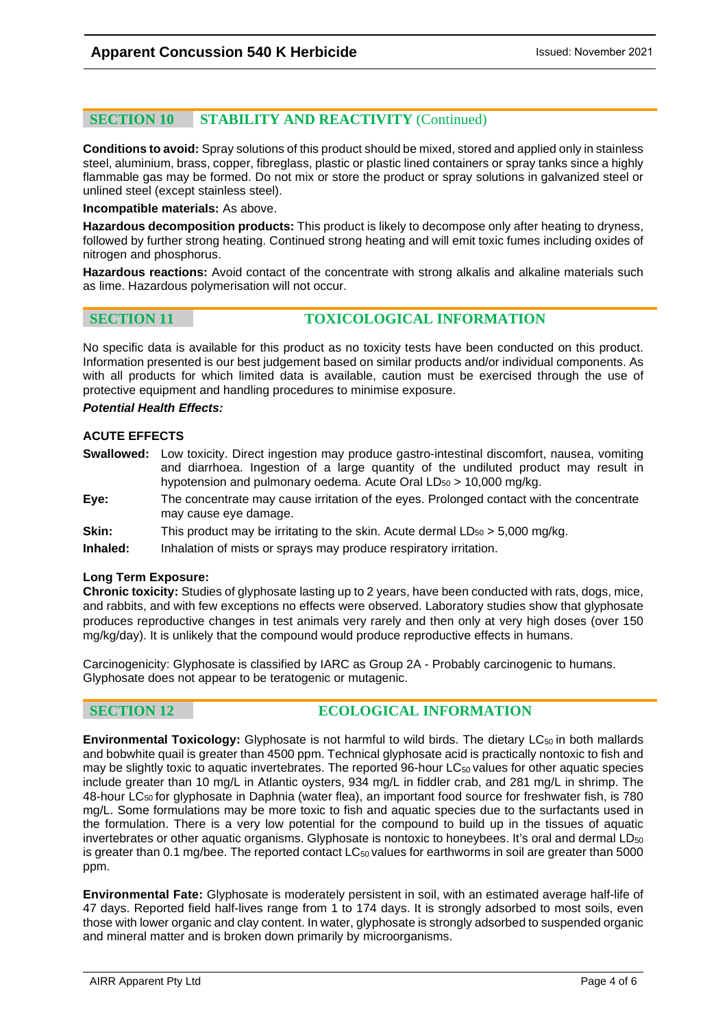## SECTION 10 STABILITY AND REACTIVITY (Continued)

**Conditions to avoid:** Spray solutions of this product should be mixed, stored and applied only in stainless steel, aluminium, brass, copper, fibreglass, plastic or plastic lined containers or spray tanks since a highly flammable gas may be formed. Do not mix or store the product or spray solutions in galvanized steel or unlined steel (except stainless steel).

**Incompatible materials:** As above.

**Hazardous decomposition products:** This product is likely to decompose only after heating to dryness, followed by further strong heating. Continued strong heating and will emit toxic fumes including oxides of nitrogen and phosphorus.

**Hazardous reactions:** Avoid contact of the concentrate with strong alkalis and alkaline materials such as lime. Hazardous polymerisation will not occur.

## SECTION 11 TOXICOLOGICAL INFORMATION

No specific data is available for this product as no toxicity tests have been conducted on this product. Information presented is our best judgement based on similar products and/or individual components. As with all products for which limited data is available, caution must be exercised through the use of protective equipment and handling procedures to minimise exposure.

***Potential Health Effects:***

**ACUTE EFFECTS**

**Swallowed:** Low toxicity. Direct ingestion may produce gastro-intestinal discomfort, nausea, vomiting and diarrhoea. Ingestion of a large quantity of the undiluted product may result in hypotension and pulmonary oedema. Acute Oral $LD_{50}$ > 10,000 mg/kg.

**Eye:** The concentrate may cause irritation of the eyes. Prolonged contact with the concentrate may cause eye damage.

**Skin:** This product may be irritating to the skin. Acute dermal $LD_{50}$ > 5,000 mg/kg.

**Inhaled:** Inhalation of mists or sprays may produce respiratory irritation.

**Long Term Exposure:**

**Chronic toxicity:** Studies of glyphosate lasting up to 2 years, have been conducted with rats, dogs, mice, and rabbits, and with few exceptions no effects were observed. Laboratory studies show that glyphosate produces reproductive changes in test animals very rarely and then only at very high doses (over 150 mg/kg/day). It is unlikely that the compound would produce reproductive effects in humans.

Carcinogenicity: Glyphosate is classified by IARC as Group 2A - Probably carcinogenic to humans. Glyphosate does not appear to be teratogenic or mutagenic.

## SECTION 12 ECOLOGICAL INFORMATION

**Environmental Toxicology:** Glyphosate is not harmful to wild birds. The dietary $LC_{50}$ in both mallards and bobwhite quail is greater than 4500 ppm. Technical glyphosate acid is practically nontoxic to fish and may be slightly toxic to aquatic invertebrates. The reported 96-hour $LC_{50}$ values for other aquatic species include greater than 10 mg/L in Atlantic oysters, 934 mg/L in fiddler crab, and 281 mg/L in shrimp. The 48-hour $LC_{50}$ for glyphosate in Daphnia (water flea), an important food source for freshwater fish, is 780 mg/L. Some formulations may be more toxic to fish and aquatic species due to the surfactants used in the formulation. There is a very low potential for the compound to build up in the tissues of aquatic invertebrates or other aquatic organisms. Glyphosate is nontoxic to honeybees. It's oral and dermal $LD_{50}$ is greater than 0.1 mg/bee. The reported contact $LC_{50}$ values for earthworms in soil are greater than 5000 ppm.

**Environmental Fate:** Glyphosate is moderately persistent in soil, with an estimated average half-life of 47 days. Reported field half-lives range from 1 to 174 days. It is strongly adsorbed to most soils, even those with lower organic and clay content. In water, glyphosate is strongly adsorbed to suspended organic and mineral matter and is broken down primarily by microorganisms.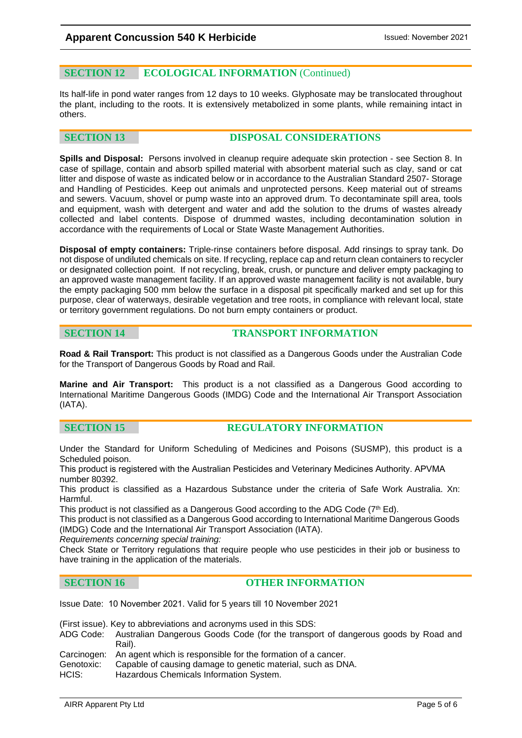## SECTION 12 ECOLOGICAL INFORMATION (Continued)

Its half-life in pond water ranges from 12 days to 10 weeks. Glyphosate may be translocated throughout the plant, including to the roots. It is extensively metabolized in some plants, while remaining intact in others.

## SECTION 13 DISPOSAL CONSIDERATIONS

**Spills and Disposal:** Persons involved in cleanup require adequate skin protection - see Section 8. In case of spillage, contain and absorb spilled material with absorbent material such as clay, sand or cat litter and dispose of waste as indicated below or in accordance to the Australian Standard 2507- Storage and Handling of Pesticides. Keep out animals and unprotected persons. Keep material out of streams and sewers. Vacuum, shovel or pump waste into an approved drum. To decontaminate spill area, tools and equipment, wash with detergent and water and add the solution to the drums of wastes already collected and label contents. Dispose of drummed wastes, including decontamination solution in accordance with the requirements of Local or State Waste Management Authorities.

**Disposal of empty containers:** Triple-rinse containers before disposal. Add rinsings to spray tank. Do not dispose of undiluted chemicals on site. If recycling, replace cap and return clean containers to recycler or designated collection point. If not recycling, break, crush, or puncture and deliver empty packaging to an approved waste management facility. If an approved waste management facility is not available, bury the empty packaging 500 mm below the surface in a disposal pit specifically marked and set up for this purpose, clear of waterways, desirable vegetation and tree roots, in compliance with relevant local, state or territory government regulations. Do not burn empty containers or product.

## SECTION 14 TRANSPORT INFORMATION

**Road & Rail Transport:** This product is not classified as a Dangerous Goods under the Australian Code for the Transport of Dangerous Goods by Road and Rail.

**Marine and Air Transport:** This product is a not classified as a Dangerous Good according to International Maritime Dangerous Goods (IMDG) Code and the International Air Transport Association (IATA).

## SECTION 15 REGULATORY INFORMATION

Under the Standard for Uniform Scheduling of Medicines and Poisons (SUSMP), this product is a Scheduled poison.

This product is registered with the Australian Pesticides and Veterinary Medicines Authority. APVMA number 80392.

This product is classified as a Hazardous Substance under the criteria of Safe Work Australia. Xn: Harmful.

This product is not classified as a Dangerous Good according to the ADG Code (7th Ed).

This product is not classified as a Dangerous Good according to International Maritime Dangerous Goods (IMDG) Code and the International Air Transport Association (IATA).

*Requirements concerning special training:*

Check State or Territory regulations that require people who use pesticides in their job or business to have training in the application of the materials.

## SECTION 16 OTHER INFORMATION

Issue Date: 10 November 2021. Valid for 5 years till 10 November 2021

(First issue). Key to abbreviations and acronyms used in this SDS:

ADG Code: Australian Dangerous Goods Code (for the transport of dangerous goods by Road and Rail).
Carcinogen: An agent which is responsible for the formation of a cancer.
Genotoxic: Capable of causing damage to genetic material, such as DNA.
HCIS: Hazardous Chemicals Information System.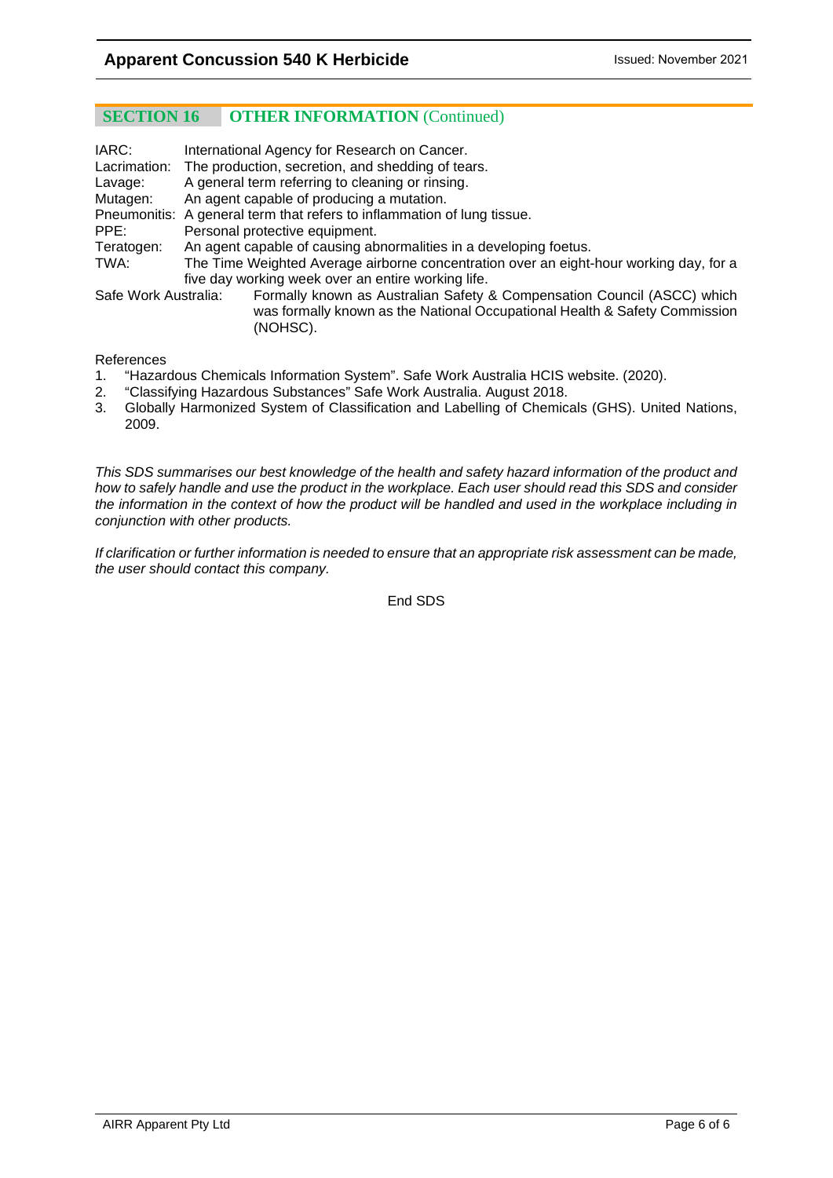## SECTION 16 OTHER INFORMATION (Continued)

| | |
|---|---|
| IARC: | International Agency for Research on Cancer. |
| Lacrimation: | The production, secretion, and shedding of tears. |
| Lavage: | A general term referring to cleaning or rinsing. |
| Mutagen: | An agent capable of producing a mutation. |
| Pneumonitis: | A general term that refers to inflammation of lung tissue. |
| PPE: | Personal protective equipment. |
| Teratogen: | An agent capable of causing abnormalities in a developing foetus. |
| TWA: | The Time Weighted Average airborne concentration over an eight-hour working day, for a five day working week over an entire working life. |
| Safe Work Australia: | Formally known as Australian Safety & Compensation Council (ASCC) which was formally known as the National Occupational Health & Safety Commission (NOHSC). |

References

1. “Hazardous Chemicals Information System”. Safe Work Australia HCIS website. (2020).
2. “Classifying Hazardous Substances” Safe Work Australia. August 2018.
3. Globally Harmonized System of Classification and Labelling of Chemicals (GHS). United Nations, 2009.

*This SDS summarises our best knowledge of the health and safety hazard information of the product and how to safely handle and use the product in the workplace. Each user should read this SDS and consider the information in the context of how the product will be handled and used in the workplace including in conjunction with other products.*

*If clarification or further information is needed to ensure that an appropriate risk assessment can be made, the user should contact this company.*

End SDS